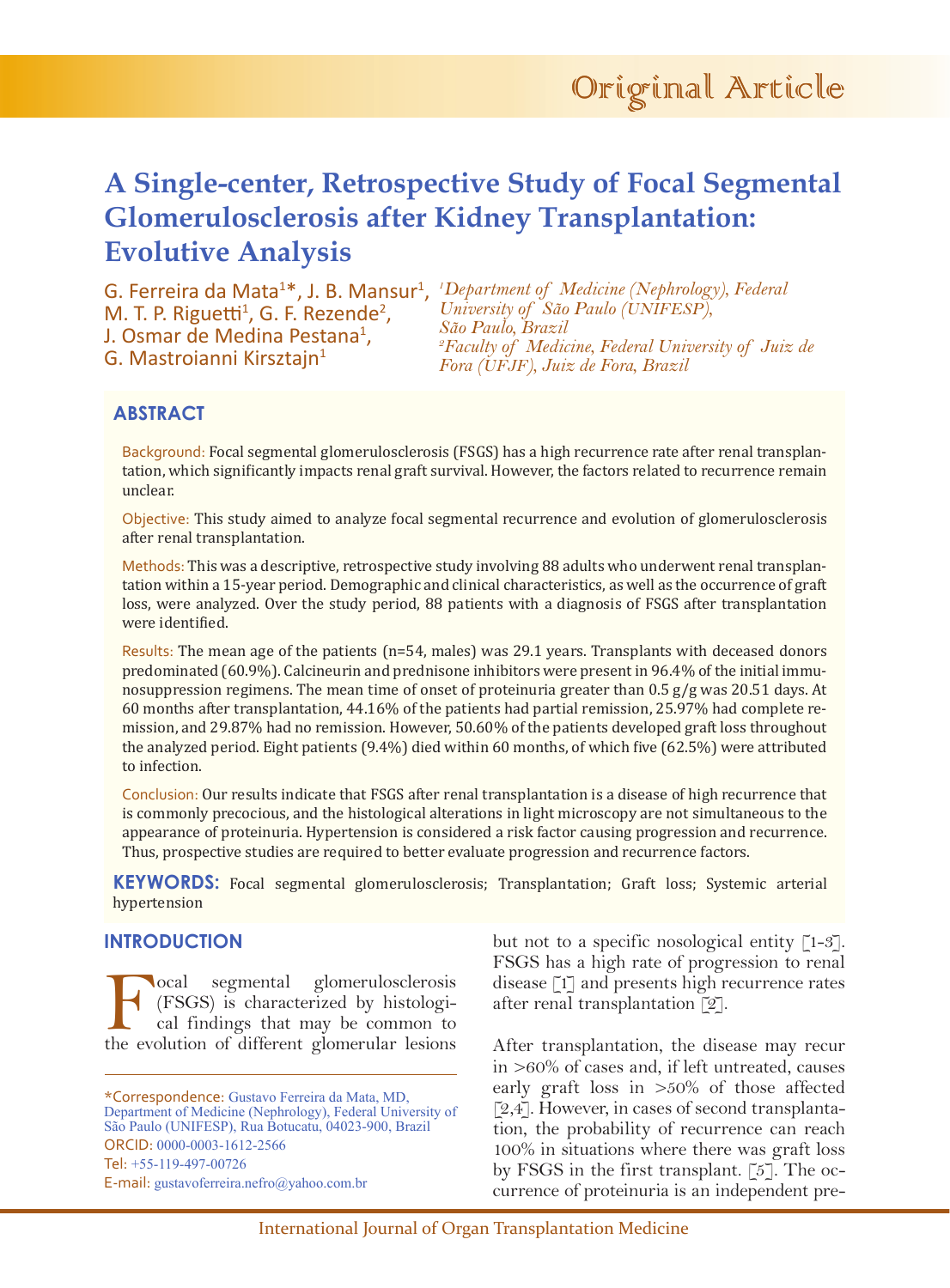Original Article

# A Single-center, Retrospective Study of Focal Segmental Glomerulosclerosis after Kidney Transplantation: Evolutive Analysis

G. Ferreira da Mata[1]*, J. B. Mansur[1], M. T. P. Riguetti[1], G. F. Rezende[2], J. Osmar de Medina Pestana[1], G. Mastroianni Kirsztajn[1]

[1]*Department of Medicine (Nephrology), Federal University of São Paulo (UNIFESP), São Paulo, Brazil*
[2]*Faculty of Medicine, Federal University of Juiz de Fora (UFJF), Juiz de Fora, Brazil*

## ABSTRACT

Background: Focal segmental glomerulosclerosis (FSGS) has a high recurrence rate after renal transplantation, which significantly impacts renal graft survival. However, the factors related to recurrence remain unclear.

Objective: This study aimed to analyze focal segmental recurrence and evolution of glomerulosclerosis after renal transplantation.

Methods: This was a descriptive, retrospective study involving 88 adults who underwent renal transplantation within a 15-year period. Demographic and clinical characteristics, as well as the occurrence of graft loss, were analyzed. Over the study period, 88 patients with a diagnosis of FSGS after transplantation were identified.

Results: The mean age of the patients (n=54, males) was 29.1 years. Transplants with deceased donors predominated (60.9%). Calcineurin and prednisone inhibitors were present in 96.4% of the initial immunosuppression regimens. The mean time of onset of proteinuria greater than 0.5 g/g was 20.51 days. At 60 months after transplantation, 44.16% of the patients had partial remission, 25.97% had complete remission, and 29.87% had no remission. However, 50.60% of the patients developed graft loss throughout the analyzed period. Eight patients (9.4%) died within 60 months, of which five (62.5%) were attributed to infection.

Conclusion: Our results indicate that FSGS after renal transplantation is a disease of high recurrence that is commonly precocious, and the histological alterations in light microscopy are not simultaneous to the appearance of proteinuria. Hypertension is considered a risk factor causing progression and recurrence. Thus, prospective studies are required to better evaluate progression and recurrence factors.

**KEYWORDS:** Focal segmental glomerulosclerosis; Transplantation; Graft loss; Systemic arterial hypertension

## INTRODUCTION

Focal segmental glomerulosclerosis (FSGS) is characterized by histological findings that may be common to the evolution of different glomerular lesions but not to a specific nosological entity [1-3]. FSGS has a high rate of progression to renal disease [1] and presents high recurrence rates after renal transplantation [2].

After transplantation, the disease may recur in >60% of cases and, if left untreated, causes early graft loss in >50% of those affected [2,4]. However, in cases of second transplantation, the probability of recurrence can reach 100% in situations where there was graft loss by FSGS in the first transplant. [5]. The occurrence of proteinuria is an independent pre-

*Correspondence: Gustavo Ferreira da Mata, MD, Department of Medicine (Nephrology), Federal University of São Paulo (UNIFESP), Rua Botucatu, 04023-900, Brazil
ORCID: 0000-0003-1612-2566
Tel: +55-119-497-00726
E-mail: gustavoferreira.nefro@yahoo.com.br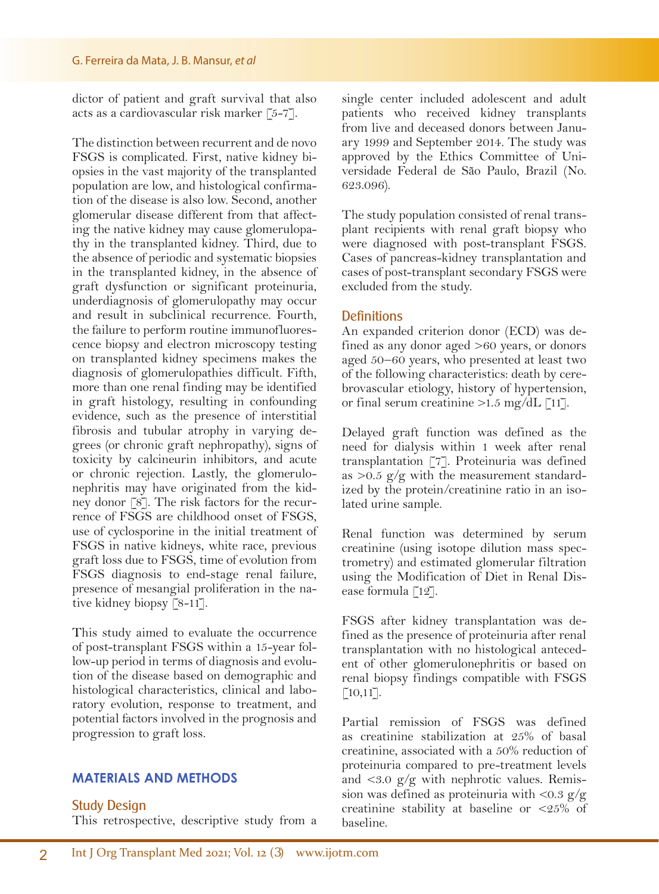dictor of patient and graft survival that also acts as a cardiovascular risk marker [5-7].

The distinction between recurrent and de novo FSGS is complicated. First, native kidney biopsies in the vast majority of the transplanted population are low, and histological confirmation of the disease is also low. Second, another glomerular disease different from that affecting the native kidney may cause glomerulopathy in the transplanted kidney. Third, due to the absence of periodic and systematic biopsies in the transplanted kidney, in the absence of graft dysfunction or significant proteinuria, underdiagnosis of glomerulopathy may occur and result in subclinical recurrence. Fourth, the failure to perform routine immunofluorescence biopsy and electron microscopy testing on transplanted kidney specimens makes the diagnosis of glomerulopathies difficult. Fifth, more than one renal finding may be identified in graft histology, resulting in confounding evidence, such as the presence of interstitial fibrosis and tubular atrophy in varying degrees (or chronic graft nephropathy), signs of toxicity by calcineurin inhibitors, and acute or chronic rejection. Lastly, the glomerulonephritis may have originated from the kidney donor [8]. The risk factors for the recurrence of FSGS are childhood onset of FSGS, use of cyclosporine in the initial treatment of FSGS in native kidneys, white race, previous graft loss due to FSGS, time of evolution from FSGS diagnosis to end-stage renal failure, presence of mesangial proliferation in the native kidney biopsy [8-11].

This study aimed to evaluate the occurrence of post-transplant FSGS within a 15-year follow-up period in terms of diagnosis and evolution of the disease based on demographic and histological characteristics, clinical and laboratory evolution, response to treatment, and potential factors involved in the prognosis and progression to graft loss.

## MATERIALS AND METHODS

### Study Design

This retrospective, descriptive study from a single center included adolescent and adult patients who received kidney transplants from live and deceased donors between January 1999 and September 2014. The study was approved by the Ethics Committee of Universidade Federal de São Paulo, Brazil (No. 623.096).

The study population consisted of renal transplant recipients with renal graft biopsy who were diagnosed with post-transplant FSGS. Cases of pancreas-kidney transplantation and cases of post-transplant secondary FSGS were excluded from the study.

### Definitions

An expanded criterion donor (ECD) was defined as any donor aged >60 years, or donors aged 50–60 years, who presented at least two of the following characteristics: death by cerebrovascular etiology, history of hypertension, or final serum creatinine >1.5 mg/dL [11].

Delayed graft function was defined as the need for dialysis within 1 week after renal transplantation [7]. Proteinuria was defined as >0.5 g/g with the measurement standardized by the protein/creatinine ratio in an isolated urine sample.

Renal function was determined by serum creatinine (using isotope dilution mass spectrometry) and estimated glomerular filtration using the Modification of Diet in Renal Disease formula [12].

FSGS after kidney transplantation was defined as the presence of proteinuria after renal transplantation with no histological antecedent of other glomerulonephritis or based on renal biopsy findings compatible with FSGS [10,11].

Partial remission of FSGS was defined as creatinine stabilization at 25% of basal creatinine, associated with a 50% reduction of proteinuria compared to pre-treatment levels and <3.0 g/g with nephrotic values. Remission was defined as proteinuria with <0.3 g/g creatinine stability at baseline or <25% of baseline.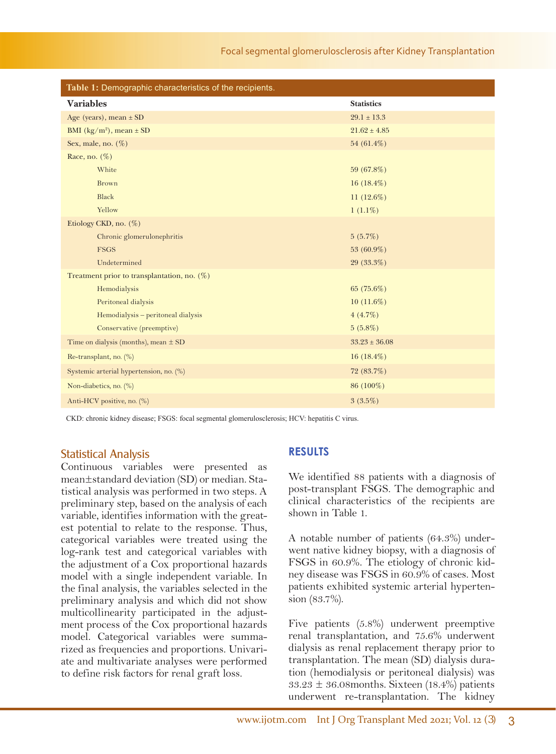**Table 1:** Demographic characteristics of the recipients.

| Variables | Statistics |
|---|---|
| Age (years), mean ± SD | 29.1 ± 13.3 |
| BMI (kg/m$^2$), mean ± SD | 21.62 ± 4.85 |
| Sex, male, no. (%) | 54 (61.4%) |
| Race, no. (%) | |
| White | 59 (67.8%) |
| Brown | 16 (18.4%) |
| Black | 11 (12.6%) |
| Yellow | 1 (1.1%) |
| Etiology CKD, no. (%) | |
| Chronic glomerulonephritis | 5 (5.7%) |
| FSGS | 53 (60.9%) |
| Undetermined | 29 (33.3%) |
| Treatment prior to transplantation, no. (%) | |
| Hemodialysis | 65 (75.6%) |
| Peritoneal dialysis | 10 (11.6%) |
| Hemodialysis – peritoneal dialysis | 4 (4.7%) |
| Conservative (preemptive) | 5 (5.8%) |
| Time on dialysis (months), mean ± SD | 33.23 ± 36.08 |
| Re-transplant, no. (%) | 16 (18.4%) |
| Systemic arterial hypertension, no. (%) | 72 (83.7%) |
| Non-diabetics, no. (%) | 86 (100%) |
| Anti-HCV positive, no. (%) | 3 (3.5%) |

CKD: chronic kidney disease; FSGS: focal segmental glomerulosclerosis; HCV: hepatitis C virus.

## Statistical Analysis

Continuous variables were presented as mean±standard deviation (SD) or median. Statistical analysis was performed in two steps. A preliminary step, based on the analysis of each variable, identifies information with the greatest potential to relate to the response. Thus, categorical variables were treated using the log-rank test and categorical variables with the adjustment of a Cox proportional hazards model with a single independent variable. In the final analysis, the variables selected in the preliminary analysis and which did not show multicollinearity participated in the adjustment process of the Cox proportional hazards model. Categorical variables were summarized as frequencies and proportions. Univariate and multivariate analyses were performed to define risk factors for renal graft loss.

## RESULTS

We identified 88 patients with a diagnosis of post-transplant FSGS. The demographic and clinical characteristics of the recipients are shown in Table 1.

A notable number of patients (64.3%) underwent native kidney biopsy, with a diagnosis of FSGS in 60.9%. The etiology of chronic kidney disease was FSGS in 60.9% of cases. Most patients exhibited systemic arterial hypertension (83.7%).

Five patients (5.8%) underwent preemptive renal transplantation, and 75.6% underwent dialysis as renal replacement therapy prior to transplantation. The mean (SD) dialysis duration (hemodialysis or peritoneal dialysis) was 33.23 ± 36.08months. Sixteen (18.4%) patients underwent re-transplantation. The kidney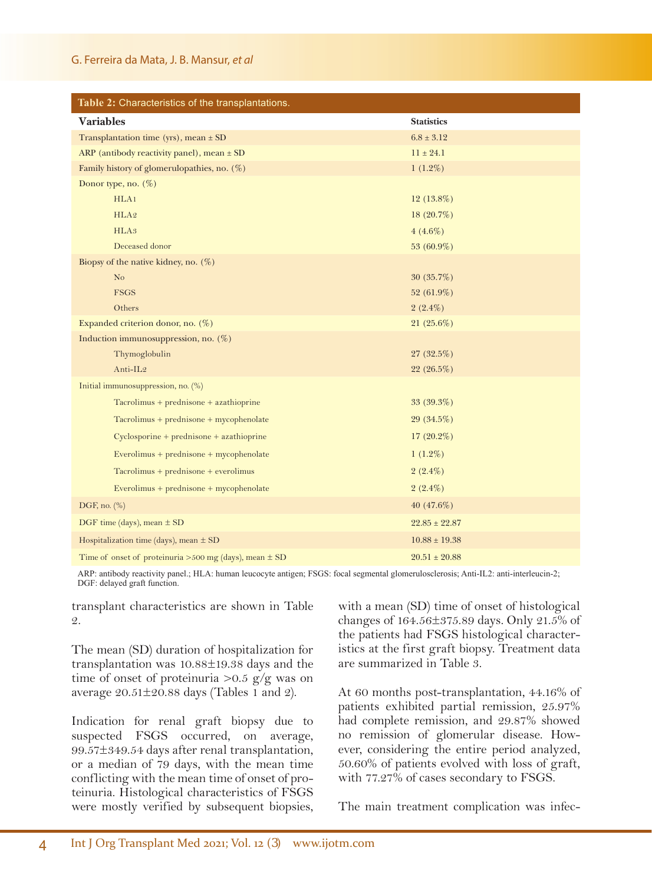**Table 2:** Characteristics of the transplantations.

| Variables | Statistics |
|---|---|
| Transplantation time (yrs), mean ± SD | 6.8 ± 3.12 |
| ARP (antibody reactivity panel), mean ± SD | 11 ± 24.1 |
| Family history of glomerulopathies, no. (%) | 1 (1.2%) |
| Donor type, no. (%) | |
| HLA1 | 12 (13.8%) |
| HLA2 | 18 (20.7%) |
| HLA3 | 4 (4.6%) |
| Deceased donor | 53 (60.9%) |
| Biopsy of the native kidney, no. (%) | |
| No | 30 (35.7%) |
| FSGS | 52 (61.9%) |
| Others | 2 (2.4%) |
| Expanded criterion donor, no. (%) | 21 (25.6%) |
| Induction immunosuppression, no. (%) | |
| Thymoglobulin | 27 (32.5%) |
| Anti-IL2 | 22 (26.5%) |
| Initial immunosuppression, no. (%) | |
| Tacrolimus + prednisone + azathioprine | 33 (39.3%) |
| Tacrolimus + prednisone + mycophenolate | 29 (34.5%) |
| Cyclosporine + prednisone + azathioprine | 17 (20.2%) |
| Everolimus + prednisone + mycophenolate | 1 (1.2%) |
| Tacrolimus + prednisone + everolimus | 2 (2.4%) |
| Everolimus + prednisone + mycophenolate | 2 (2.4%) |
| DGF, no. (%) | 40 (47.6%) |
| DGF time (days), mean ± SD | 22.85 ± 22.87 |
| Hospitalization time (days), mean ± SD | 10.88 ± 19.38 |
| Time of onset of proteinuria >500 mg (days), mean ± SD | 20.51 ± 20.88 |

ARP: antibody reactivity panel.; HLA: human leucocyte antigen; FSGS: focal segmental glomerulosclerosis; Anti-IL2: anti-interleucin-2; DGF: delayed graft function.

transplant characteristics are shown in Table 2.

The mean (SD) duration of hospitalization for transplantation was 10.88±19.38 days and the time of onset of proteinuria >0.5 g/g was on average 20.51±20.88 days (Tables 1 and 2).

Indication for renal graft biopsy due to suspected FSGS occurred, on average, 99.57±349.54 days after renal transplantation, or a median of 79 days, with the mean time conflicting with the mean time of onset of proteinuria. Histological characteristics of FSGS were mostly verified by subsequent biopsies, with a mean (SD) time of onset of histological changes of 164.56±375.89 days. Only 21.5% of the patients had FSGS histological characteristics at the first graft biopsy. Treatment data are summarized in Table 3.

At 60 months post-transplantation, 44.16% of patients exhibited partial remission, 25.97% had complete remission, and 29.87% showed no remission of glomerular disease. However, considering the entire period analyzed, 50.60% of patients evolved with loss of graft, with 77.27% of cases secondary to FSGS.

The main treatment complication was infec-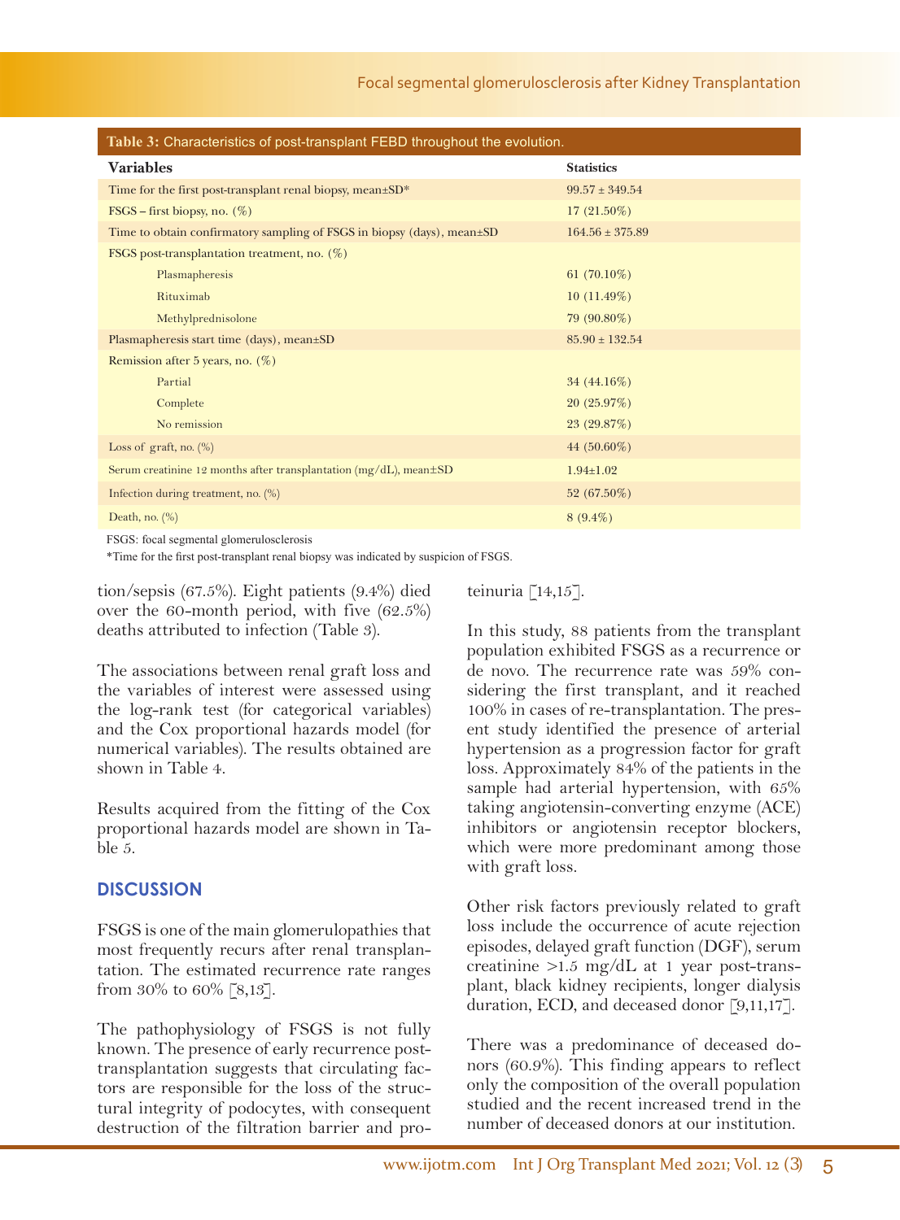**Table 3:** Characteristics of post-transplant FEBD throughout the evolution.

| Variables | Statistics |
|---|---|
| Time for the first post-transplant renal biopsy, mean±SD* | 99.57 ± 349.54 |
| FSGS – first biopsy, no. (%) | 17 (21.50%) |
| Time to obtain confirmatory sampling of FSGS in biopsy (days), mean±SD | 164.56 ± 375.89 |
| FSGS post-transplantation treatment, no. (%) | |
| Plasmapheresis | 61 (70.10%) |
| Rituximab | 10 (11.49%) |
| Methylprednisolone | 79 (90.80%) |
| Plasmapheresis start time (days), mean±SD | 85.90 ± 132.54 |
| Remission after 5 years, no. (%) | |
| Partial | 34 (44.16%) |
| Complete | 20 (25.97%) |
| No remission | 23 (29.87%) |
| Loss of graft, no. (%) | 44 (50.60%) |
| Serum creatinine 12 months after transplantation (mg/dL), mean±SD | 1.94±1.02 |
| Infection during treatment, no. (%) | 52 (67.50%) |
| Death, no. (%) | 8 (9.4%) |

FSGS: focal segmental glomerulosclerosis

*Time for the first post-transplant renal biopsy was indicated by suspicion of FSGS.

tion/sepsis (67.5%). Eight patients (9.4%) died over the 60-month period, with five (62.5%) deaths attributed to infection (Table 3).

The associations between renal graft loss and the variables of interest were assessed using the log-rank test (for categorical variables) and the Cox proportional hazards model (for numerical variables). The results obtained are shown in Table 4.

Results acquired from the fitting of the Cox proportional hazards model are shown in Table 5.

## DISCUSSION

FSGS is one of the main glomerulopathies that most frequently recurs after renal transplantation. The estimated recurrence rate ranges from 30% to 60% [8,13].

The pathophysiology of FSGS is not fully known. The presence of early recurrence post-transplantation suggests that circulating factors are responsible for the loss of the structural integrity of podocytes, with consequent destruction of the filtration barrier and proteinuria [14,15].

In this study, 88 patients from the transplant population exhibited FSGS as a recurrence or de novo. The recurrence rate was 59% considering the first transplant, and it reached 100% in cases of re-transplantation. The present study identified the presence of arterial hypertension as a progression factor for graft loss. Approximately 84% of the patients in the sample had arterial hypertension, with 65% taking angiotensin-converting enzyme (ACE) inhibitors or angiotensin receptor blockers, which were more predominant among those with graft loss.

Other risk factors previously related to graft loss include the occurrence of acute rejection episodes, delayed graft function (DGF), serum creatinine >1.5 mg/dL at 1 year post-transplant, black kidney recipients, longer dialysis duration, ECD, and deceased donor [9,11,17].

There was a predominance of deceased donors (60.9%). This finding appears to reflect only the composition of the overall population studied and the recent increased trend in the number of deceased donors at our institution.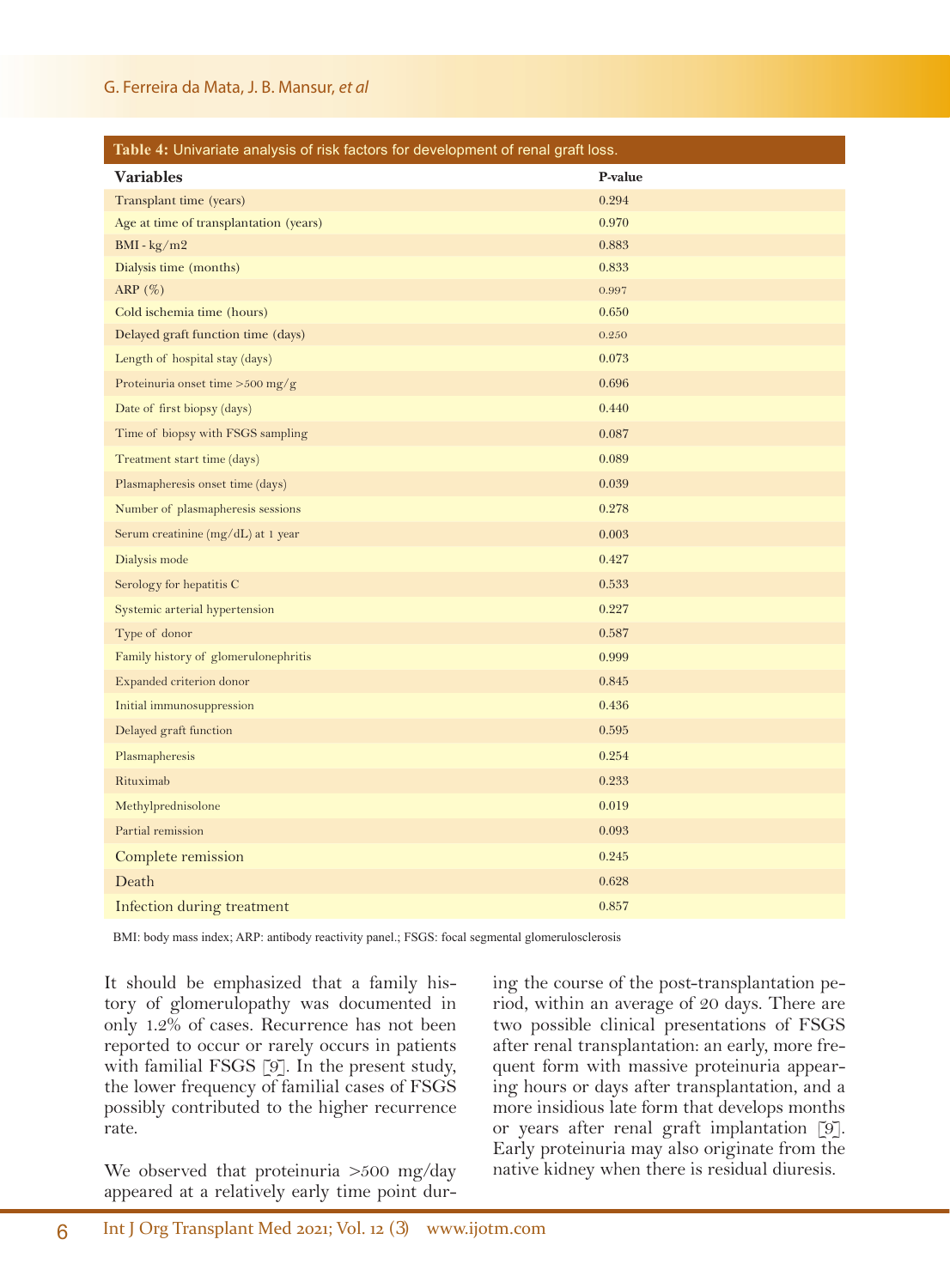**Table 4:** Univariate analysis of risk factors for development of renal graft loss.

| Variables | P-value |
|---|---|
| Transplant time (years) | 0.294 |
| Age at time of transplantation (years) | 0.970 |
| BMI - kg/m2 | 0.883 |
| Dialysis time (months) | 0.833 |
| ARP (%) | 0.997 |
| Cold ischemia time (hours) | 0.650 |
| Delayed graft function time (days) | 0.250 |
| Length of hospital stay (days) | 0.073 |
| Proteinuria onset time >500 mg/g | 0.696 |
| Date of first biopsy (days) | 0.440 |
| Time of biopsy with FSGS sampling | 0.087 |
| Treatment start time (days) | 0.089 |
| Plasmapheresis onset time (days) | 0.039 |
| Number of plasmapheresis sessions | 0.278 |
| Serum creatinine (mg/dL) at 1 year | 0.003 |
| Dialysis mode | 0.427 |
| Serology for hepatitis C | 0.533 |
| Systemic arterial hypertension | 0.227 |
| Type of donor | 0.587 |
| Family history of glomerulonephritis | 0.999 |
| Expanded criterion donor | 0.845 |
| Initial immunosuppression | 0.436 |
| Delayed graft function | 0.595 |
| Plasmapheresis | 0.254 |
| Rituximab | 0.233 |
| Methylprednisolone | 0.019 |
| Partial remission | 0.093 |
| Complete remission | 0.245 |
| Death | 0.628 |
| Infection during treatment | 0.857 |

BMI: body mass index; ARP: antibody reactivity panel.; FSGS: focal segmental glomerulosclerosis

It should be emphasized that a family history of glomerulopathy was documented in only 1.2% of cases. Recurrence has not been reported to occur or rarely occurs in patients with familial FSGS [9]. In the present study, the lower frequency of familial cases of FSGS possibly contributed to the higher recurrence rate.

We observed that proteinuria >500 mg/day appeared at a relatively early time point during the course of the post-transplantation period, within an average of 20 days. There are two possible clinical presentations of FSGS after renal transplantation: an early, more frequent form with massive proteinuria appearing hours or days after transplantation, and a more insidious late form that develops months or years after renal graft implantation [9]. Early proteinuria may also originate from the native kidney when there is residual diuresis.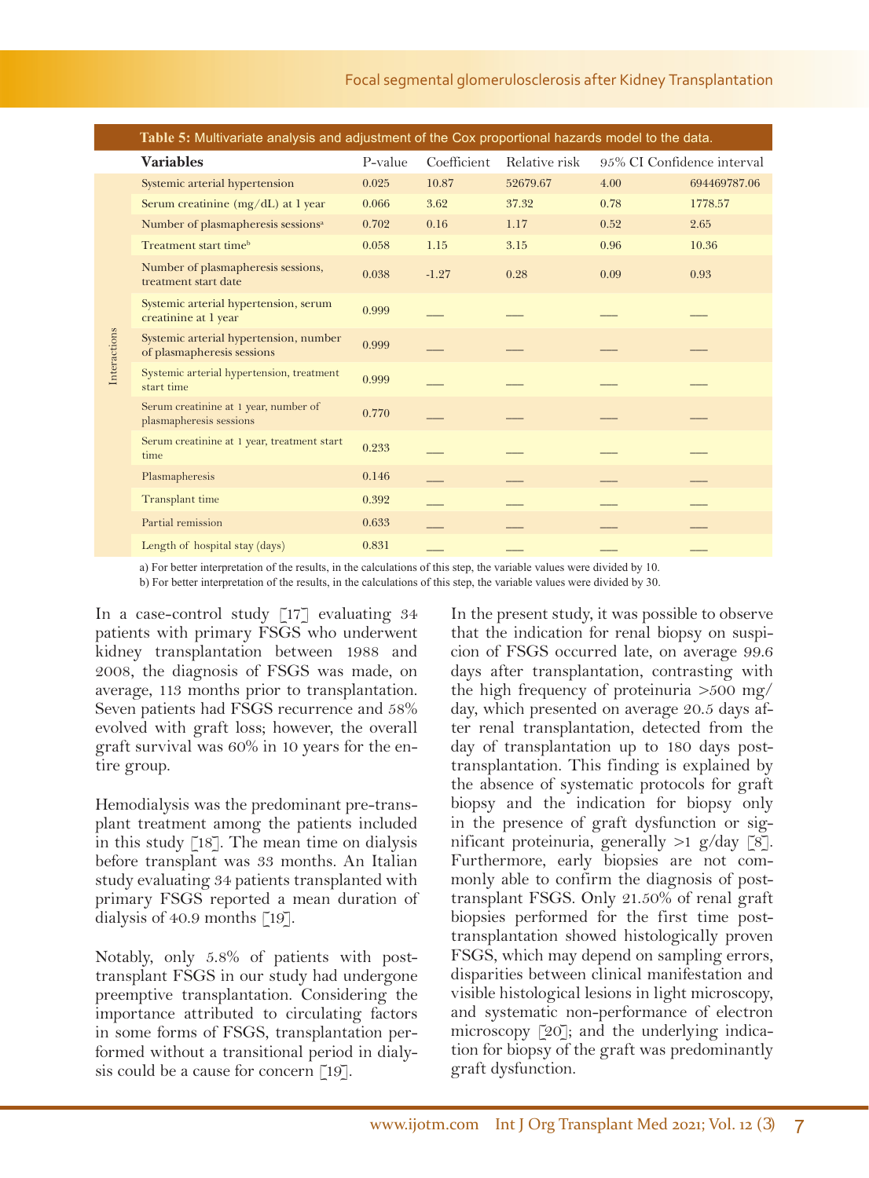**Table 5:** Multivariate analysis and adjustment of the Cox proportional hazards model to the data.

| | Variables | P-value | Coefficient | Relative risk | 95% CI Confidence interval | |
|---|---|---|---|---|---|---|
| | Systemic arterial hypertension | 0.025 | 10.87 | 52679.67 | 4.00 | 694469787.06 |
| | Serum creatinine (mg/dL) at 1 year | 0.066 | 3.62 | 37.32 | 0.78 | 1778.57 |
| | Number of plasmapheresis sessions[a] | 0.702 | 0.16 | 1.17 | 0.52 | 2.65 |
| | Treatment start time[b] | 0.058 | 1.15 | 3.15 | 0.96 | 10.36 |
| | Number of plasmapheresis sessions, treatment start date | 0.038 | -1.27 | 0.28 | 0.09 | 0.93 |
| Interactions | Systemic arterial hypertension, serum creatinine at 1 year | 0.999 | — | — | — | — |
| | Systemic arterial hypertension, number of plasmapheresis sessions | 0.999 | — | — | — | — |
| | Systemic arterial hypertension, treatment start time | 0.999 | — | — | — | — |
| | Serum creatinine at 1 year, number of plasmapheresis sessions | 0.770 | — | — | — | — |
| | Serum creatinine at 1 year, treatment start time | 0.233 | — | — | — | — |
| | Plasmapheresis | 0.146 | — | — | — | — |
| | Transplant time | 0.392 | — | — | — | — |
| | Partial remission | 0.633 | — | — | — | — |
| | Length of hospital stay (days) | 0.831 | — | — | — | — |

a) For better interpretation of the results, in the calculations of this step, the variable values were divided by 10.
b) For better interpretation of the results, in the calculations of this step, the variable values were divided by 30.

In a case-control study [17] evaluating 34 patients with primary FSGS who underwent kidney transplantation between 1988 and 2008, the diagnosis of FSGS was made, on average, 113 months prior to transplantation. Seven patients had FSGS recurrence and 58% evolved with graft loss; however, the overall graft survival was 60% in 10 years for the entire group.

Hemodialysis was the predominant pre-transplant treatment among the patients included in this study [18]. The mean time on dialysis before transplant was 33 months. An Italian study evaluating 34 patients transplanted with primary FSGS reported a mean duration of dialysis of 40.9 months [19].

Notably, only 5.8% of patients with post-transplant FSGS in our study had undergone preemptive transplantation. Considering the importance attributed to circulating factors in some forms of FSGS, transplantation performed without a transitional period in dialysis could be a cause for concern [19].

In the present study, it was possible to observe that the indication for renal biopsy on suspicion of FSGS occurred late, on average 99.6 days after transplantation, contrasting with the high frequency of proteinuria >500 mg/day, which presented on average 20.5 days after renal transplantation, detected from the day of transplantation up to 180 days post-transplantation. This finding is explained by the absence of systematic protocols for graft biopsy and the indication for biopsy only in the presence of graft dysfunction or significant proteinuria, generally >1 g/day [8]. Furthermore, early biopsies are not commonly able to confirm the diagnosis of post-transplant FSGS. Only 21.50% of renal graft biopsies performed for the first time post-transplantation showed histologically proven FSGS, which may depend on sampling errors, disparities between clinical manifestation and visible histological lesions in light microscopy, and systematic non-performance of electron microscopy [20]; and the underlying indication for biopsy of the graft was predominantly graft dysfunction.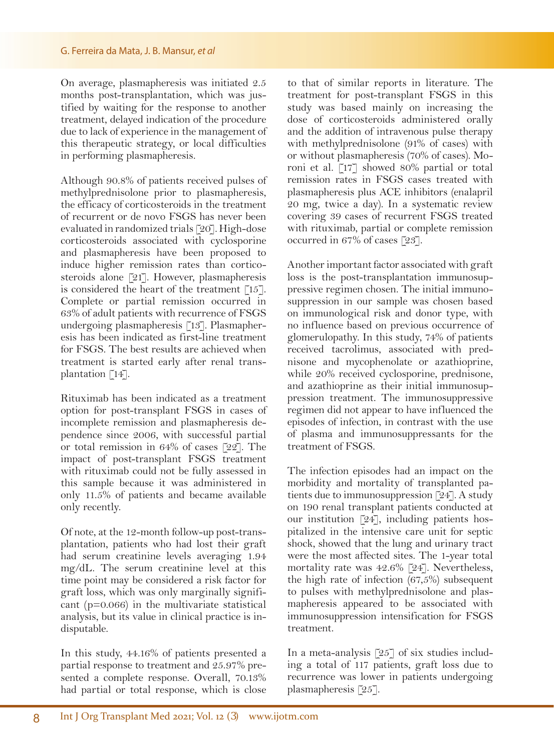On average, plasmapheresis was initiated 2.5 months post-transplantation, which was justified by waiting for the response to another treatment, delayed indication of the procedure due to lack of experience in the management of this therapeutic strategy, or local difficulties in performing plasmapheresis.

Although 90.8% of patients received pulses of methylprednisolone prior to plasmapheresis, the efficacy of corticosteroids in the treatment of recurrent or de novo FSGS has never been evaluated in randomized trials [20]. High-dose corticosteroids associated with cyclosporine and plasmapheresis have been proposed to induce higher remission rates than corticosteroids alone [21]. However, plasmapheresis is considered the heart of the treatment [15]. Complete or partial remission occurred in 63% of adult patients with recurrence of FSGS undergoing plasmapheresis [13]. Plasmapheresis has been indicated as first-line treatment for FSGS. The best results are achieved when treatment is started early after renal transplantation [14].

Rituximab has been indicated as a treatment option for post-transplant FSGS in cases of incomplete remission and plasmapheresis dependence since 2006, with successful partial or total remission in 64% of cases [22]. The impact of post-transplant FSGS treatment with rituximab could not be fully assessed in this sample because it was administered in only 11.5% of patients and became available only recently.

Of note, at the 12-month follow-up post-transplantation, patients who had lost their graft had serum creatinine levels averaging 1.94 mg/dL. The serum creatinine level at this time point may be considered a risk factor for graft loss, which was only marginally significant ($p=0.066$) in the multivariate statistical analysis, but its value in clinical practice is indisputable.

In this study, 44.16% of patients presented a partial response to treatment and 25.97% presented a complete response. Overall, 70.13% had partial or total response, which is close to that of similar reports in literature. The treatment for post-transplant FSGS in this study was based mainly on increasing the dose of corticosteroids administered orally and the addition of intravenous pulse therapy with methylprednisolone (91% of cases) with or without plasmapheresis (70% of cases). Moroni et al. [17] showed 80% partial or total remission rates in FSGS cases treated with plasmapheresis plus ACE inhibitors (enalapril 20 mg, twice a day). In a systematic review covering 39 cases of recurrent FSGS treated with rituximab, partial or complete remission occurred in 67% of cases [23].

Another important factor associated with graft loss is the post-transplantation immunosuppressive regimen chosen. The initial immunosuppression in our sample was chosen based on immunological risk and donor type, with no influence based on previous occurrence of glomerulopathy. In this study, 74% of patients received tacrolimus, associated with prednisone and mycophenolate or azathioprine, while 20% received cyclosporine, prednisone, and azathioprine as their initial immunosuppression treatment. The immunosuppressive regimen did not appear to have influenced the episodes of infection, in contrast with the use of plasma and immunosuppressants for the treatment of FSGS.

The infection episodes had an impact on the morbidity and mortality of transplanted patients due to immunosuppression [24]. A study on 190 renal transplant patients conducted at our institution [24], including patients hospitalized in the intensive care unit for septic shock, showed that the lung and urinary tract were the most affected sites. The 1-year total mortality rate was 42.6% [24]. Nevertheless, the high rate of infection (67,5%) subsequent to pulses with methylprednisolone and plasmapheresis appeared to be associated with immunosuppression intensification for FSGS treatment.

In a meta-analysis [25] of six studies including a total of 117 patients, graft loss due to recurrence was lower in patients undergoing plasmapheresis [25].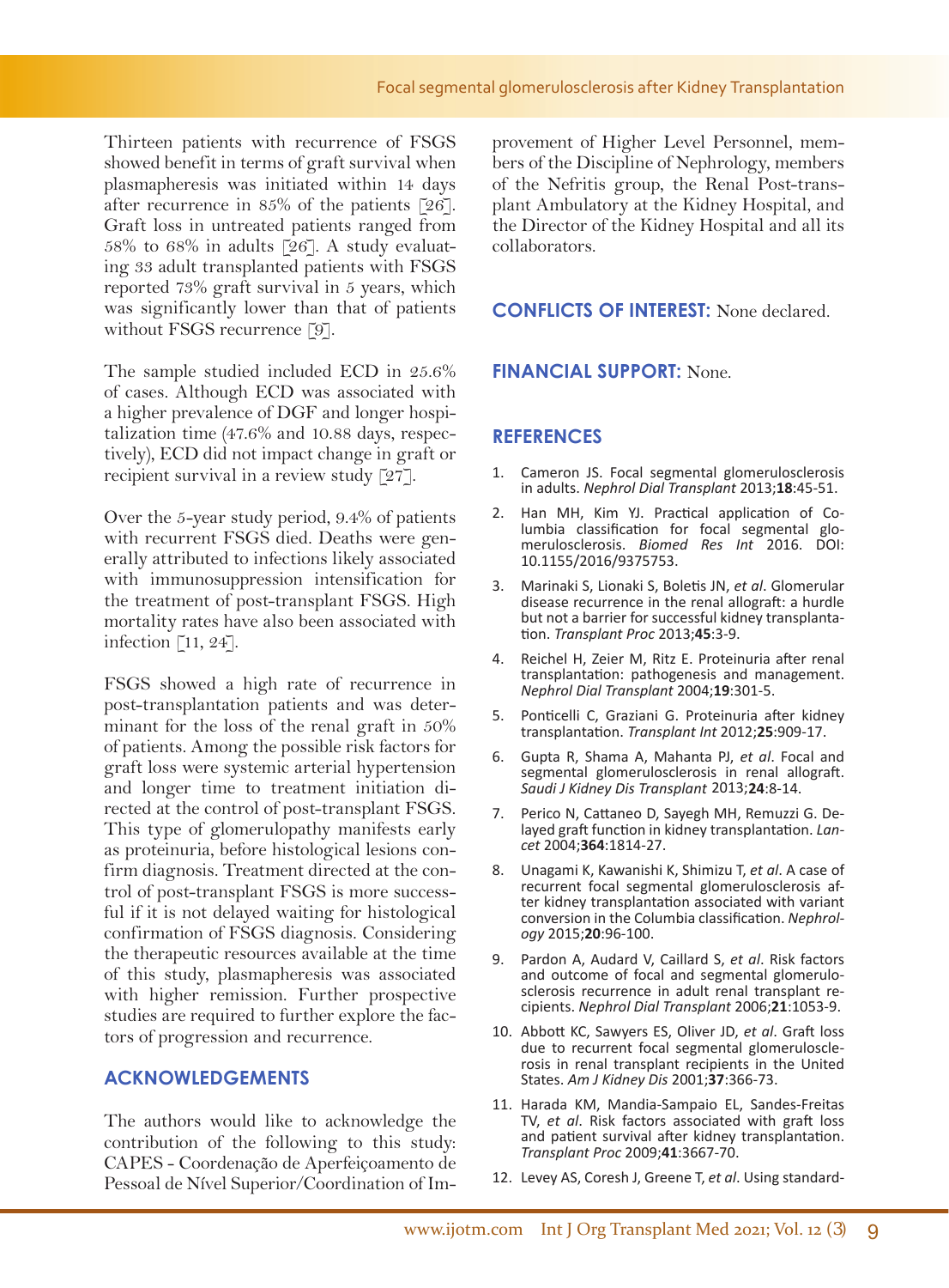Thirteen patients with recurrence of FSGS showed benefit in terms of graft survival when plasmapheresis was initiated within 14 days after recurrence in 85% of the patients [26]. Graft loss in untreated patients ranged from 58% to 68% in adults [26]. A study evaluating 33 adult transplanted patients with FSGS reported 73% graft survival in 5 years, which was significantly lower than that of patients without FSGS recurrence [9].

The sample studied included ECD in 25.6% of cases. Although ECD was associated with a higher prevalence of DGF and longer hospitalization time (47.6% and 10.88 days, respectively), ECD did not impact change in graft or recipient survival in a review study [27].

Over the 5-year study period, 9.4% of patients with recurrent FSGS died. Deaths were generally attributed to infections likely associated with immunosuppression intensification for the treatment of post-transplant FSGS. High mortality rates have also been associated with infection [11, 24].

FSGS showed a high rate of recurrence in post-transplantation patients and was determinant for the loss of the renal graft in 50% of patients. Among the possible risk factors for graft loss were systemic arterial hypertension and longer time to treatment initiation directed at the control of post-transplant FSGS. This type of glomerulopathy manifests early as proteinuria, before histological lesions confirm diagnosis. Treatment directed at the control of post-transplant FSGS is more successful if it is not delayed waiting for histological confirmation of FSGS diagnosis. Considering the therapeutic resources available at the time of this study, plasmapheresis was associated with higher remission. Further prospective studies are required to further explore the factors of progression and recurrence.

## ACKNOWLEDGEMENTS

The authors would like to acknowledge the contribution of the following to this study: CAPES - Coordenação de Aperfeiçoamento de Pessoal de Nível Superior/Coordination of Improvement of Higher Level Personnel, members of the Discipline of Nephrology, members of the Nefritis group, the Renal Post-transplant Ambulatory at the Kidney Hospital, and the Director of the Kidney Hospital and all its collaborators.

**CONFLICTS OF INTEREST:** None declared.

**FINANCIAL SUPPORT:** None.

## REFERENCES

1. Cameron JS. Focal segmental glomerulosclerosis in adults. *Nephrol Dial Transplant* 2013;**18**:45-51.
2. Han MH, Kim YJ. Practical application of Columbia classification for focal segmental glomerulosclerosis. *Biomed Res Int* 2016. DOI: 10.1155/2016/9375753.
3. Marinaki S, Lionaki S, Boletis JN, *et al*. Glomerular disease recurrence in the renal allograft: a hurdle but not a barrier for successful kidney transplantation. *Transplant Proc* 2013;**45**:3-9.
4. Reichel H, Zeier M, Ritz E. Proteinuria after renal transplantation: pathogenesis and management. *Nephrol Dial Transplant* 2004;**19**:301-5.
5. Ponticelli C, Graziani G. Proteinuria after kidney transplantation. *Transplant Int* 2012;**25**:909-17.
6. Gupta R, Shama A, Mahanta PJ, *et al*. Focal and segmental glomerulosclerosis in renal allograft. *Saudi J Kidney Dis Transplant* 2013;**24**:8-14.
7. Perico N, Cattaneo D, Sayegh MH, Remuzzi G. Delayed graft function in kidney transplantation. *Lancet* 2004;**364**:1814-27.
8. Unagami K, Kawanishi K, Shimizu T, *et al*. A case of recurrent focal segmental glomerulosclerosis after kidney transplantation associated with variant conversion in the Columbia classification. *Nephrology* 2015;**20**:96-100.
9. Pardon A, Audard V, Caillard S, *et al*. Risk factors and outcome of focal and segmental glomerulosclerosis recurrence in adult renal transplant recipients. *Nephrol Dial Transplant* 2006;**21**:1053-9.
10. Abbott KC, Sawyers ES, Oliver JD, *et al*. Graft loss due to recurrent focal segmental glomerulosclerosis in renal transplant recipients in the United States. *Am J Kidney Dis* 2001;**37**:366-73.
11. Harada KM, Mandia-Sampaio EL, Sandes-Freitas TV, *et al*. Risk factors associated with graft loss and patient survival after kidney transplantation. *Transplant Proc* 2009;**41**:3667-70.
12. Levey AS, Coresh J, Greene T, *et al*. Using standard-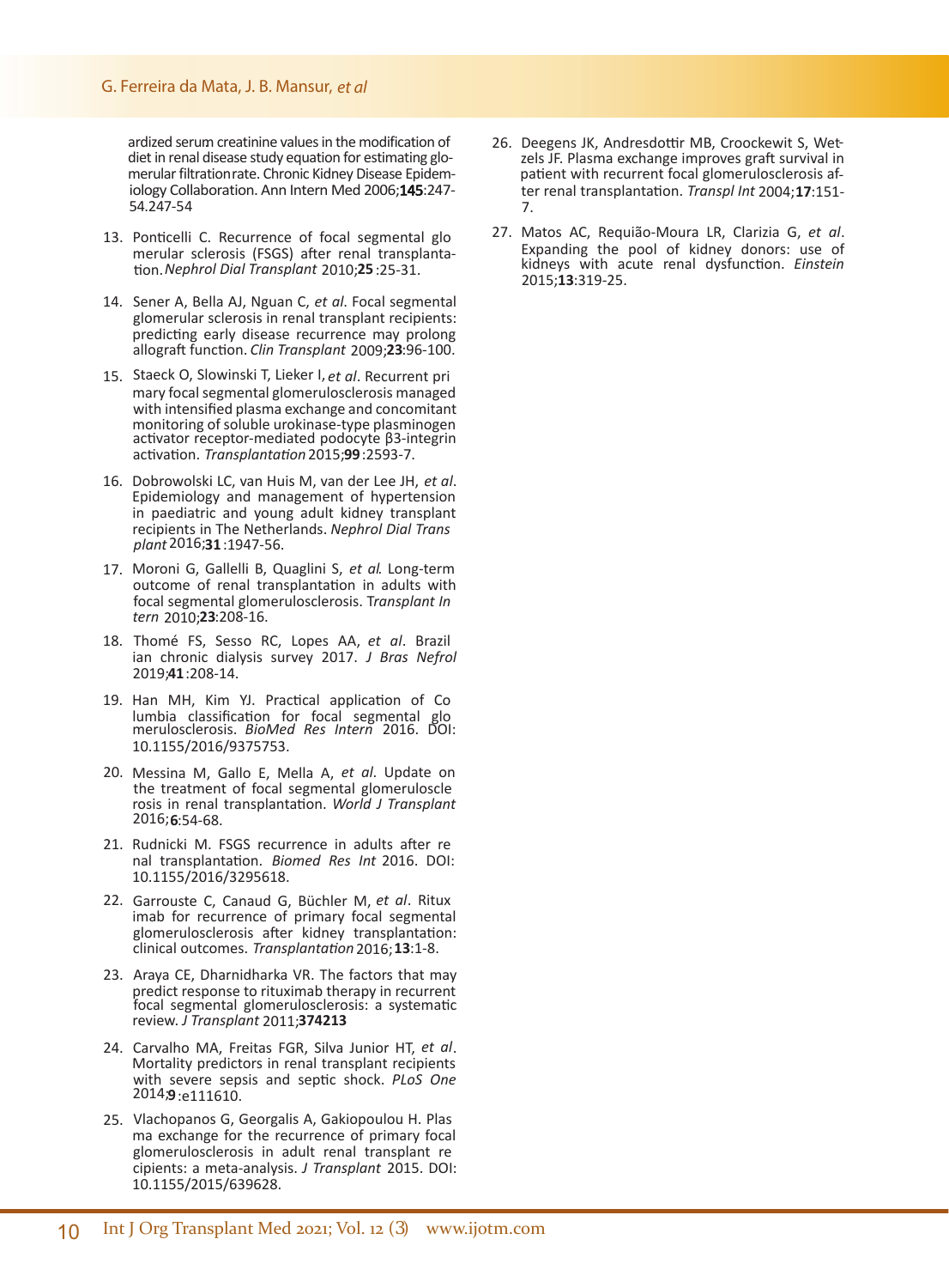ardized serum creatinine values in the modification of diet in renal disease study equation for estimating glomerular filtration rate. Chronic Kidney Disease Epidemiology Collaboration. Ann Intern Med 2006;**145**:247-54.247-54

13. Ponticelli C. Recurrence of focal segmental glomerular sclerosis (FSGS) after renal transplantation. *Nephrol Dial Transplant* 2010;**25**:25-31.

14. Sener A, Bella AJ, Nguan C, *et al*. Focal segmental glomerular sclerosis in renal transplant recipients: predicting early disease recurrence may prolong allograft function. *Clin Transplant* 2009;**23**:96-100.

15. Staeck O, Slowinski T, Lieker I, *et al*. Recurrent primary focal segmental glomerulosclerosis managed with intensified plasma exchange and concomitant monitoring of soluble urokinase-type plasminogen activator receptor-mediated podocyte β3-integrin activation. *Transplantation* 2015;**99**:2593-7.

16. Dobrowolski LC, van Huis M, van der Lee JH, *et al*. Epidemiology and management of hypertension in paediatric and young adult kidney transplant recipients in The Netherlands. *Nephrol Dial Transplant* 2016;**31**:1947-56.

17. Moroni G, Gallelli B, Quaglini S, *et al*. Long-term outcome of renal transplantation in adults with focal segmental glomerulosclerosis. *Transplant Intern* 2010;**23**:208-16.

18. Thomé FS, Sesso RC, Lopes AA, *et al*. Brazilian chronic dialysis survey 2017. *J Bras Nefrol* 2019;**41**:208-14.

19. Han MH, Kim YJ. Practical application of Columbia classification for focal segmental glomerulosclerosis. *BioMed Res Intern* 2016. DOI: 10.1155/2016/9375753.

20. Messina M, Gallo E, Mella A, *et al*. Update on the treatment of focal segmental glomerulosclerosis in renal transplantation. *World J Transplant* 2016;**6**:54-68.

21. Rudnicki M. FSGS recurrence in adults after renal transplantation. *Biomed Res Int* 2016. DOI: 10.1155/2016/3295618.

22. Garrouste C, Canaud G, Büchler M, *et al*. Rituximab for recurrence of primary focal segmental glomerulosclerosis after kidney transplantation: clinical outcomes. *Transplantation* 2016;**13**:1-8.

23. Araya CE, Dharnidharka VR. The factors that may predict response to rituximab therapy in recurrent focal segmental glomerulosclerosis: a systematic review. *J Transplant* 2011;**374213**

24. Carvalho MA, Freitas FGR, Silva Junior HT, *et al*. Mortality predictors in renal transplant recipients with severe sepsis and septic shock. *PLoS One* 2014;**9**:e111610.

25. Vlachopanos G, Georgalis A, Gakiopoulou H. Plasma exchange for the recurrence of primary focal glomerulosclerosis in adult renal transplant recipients: a meta-analysis. *J Transplant* 2015. DOI: 10.1155/2015/639628.

26. Deegens JK, Andresdottir MB, Croockewit S, Wetzels JF. Plasma exchange improves graft survival in patient with recurrent focal glomerulosclerosis after renal transplantation. *Transpl Int* 2004;**17**:151-7.

27. Matos AC, Requião-Moura LR, Clarizia G, *et al*. Expanding the pool of kidney donors: use of kidneys with acute renal dysfunction. *Einstein* 2015;**13**:319-25.